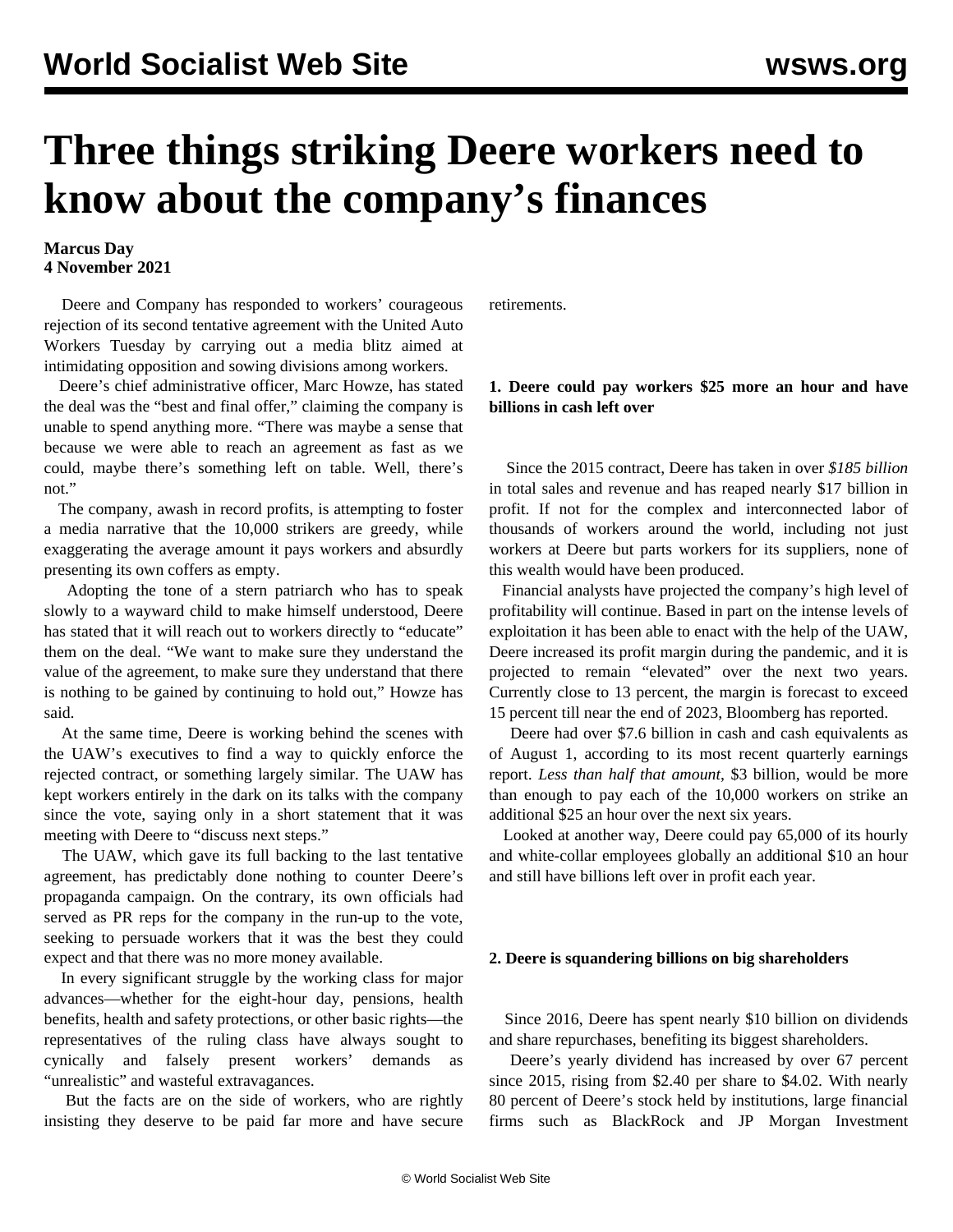# Three things striking Deere workers need to know about the company's finances

**Marcus Day**
**4 November 2021**

Deere and Company has responded to workers' courageous rejection of its second tentative agreement with the United Auto Workers Tuesday by carrying out a media blitz aimed at intimidating opposition and sowing divisions among workers.

Deere's chief administrative officer, Marc Howze, has stated the deal was the "best and final offer," claiming the company is unable to spend anything more. "There was maybe a sense that because we were able to reach an agreement as fast as we could, maybe there's something left on table. Well, there's not."

The company, awash in record profits, is attempting to foster a media narrative that the 10,000 strikers are greedy, while exaggerating the average amount it pays workers and absurdly presenting its own coffers as empty.

Adopting the tone of a stern patriarch who has to speak slowly to a wayward child to make himself understood, Deere has stated that it will reach out to workers directly to "educate" them on the deal. "We want to make sure they understand the value of the agreement, to make sure they understand that there is nothing to be gained by continuing to hold out," Howze has said.

At the same time, Deere is working behind the scenes with the UAW's executives to find a way to quickly enforce the rejected contract, or something largely similar. The UAW has kept workers entirely in the dark on its talks with the company since the vote, saying only in a short statement that it was meeting with Deere to "discuss next steps."

The UAW, which gave its full backing to the last tentative agreement, has predictably done nothing to counter Deere's propaganda campaign. On the contrary, its own officials had served as PR reps for the company in the run-up to the vote, seeking to persuade workers that it was the best they could expect and that there was no more money available.

In every significant struggle by the working class for major advances—whether for the eight-hour day, pensions, health benefits, health and safety protections, or other basic rights—the representatives of the ruling class have always sought to cynically and falsely present workers' demands as "unrealistic" and wasteful extravagances.

But the facts are on the side of workers, who are rightly insisting they deserve to be paid far more and have secure retirements.

**1. Deere could pay workers $25 more an hour and have billions in cash left over**

Since the 2015 contract, Deere has taken in over *$185 billion* in total sales and revenue and has reaped nearly $17 billion in profit. If not for the complex and interconnected labor of thousands of workers around the world, including not just workers at Deere but parts workers for its suppliers, none of this wealth would have been produced.

Financial analysts have projected the company's high level of profitability will continue. Based in part on the intense levels of exploitation it has been able to enact with the help of the UAW, Deere increased its profit margin during the pandemic, and it is projected to remain "elevated" over the next two years. Currently close to 13 percent, the margin is forecast to exceed 15 percent till near the end of 2023, Bloomberg has reported.

Deere had over $7.6 billion in cash and cash equivalents as of August 1, according to its most recent quarterly earnings report. *Less than half that amount*, $3 billion, would be more than enough to pay each of the 10,000 workers on strike an additional $25 an hour over the next six years.

Looked at another way, Deere could pay 65,000 of its hourly and white-collar employees globally an additional $10 an hour and still have billions left over in profit each year.

**2. Deere is squandering billions on big shareholders**

Since 2016, Deere has spent nearly $10 billion on dividends and share repurchases, benefiting its biggest shareholders.

Deere's yearly dividend has increased by over 67 percent since 2015, rising from $2.40 per share to $4.02. With nearly 80 percent of Deere's stock held by institutions, large financial firms such as BlackRock and JP Morgan Investment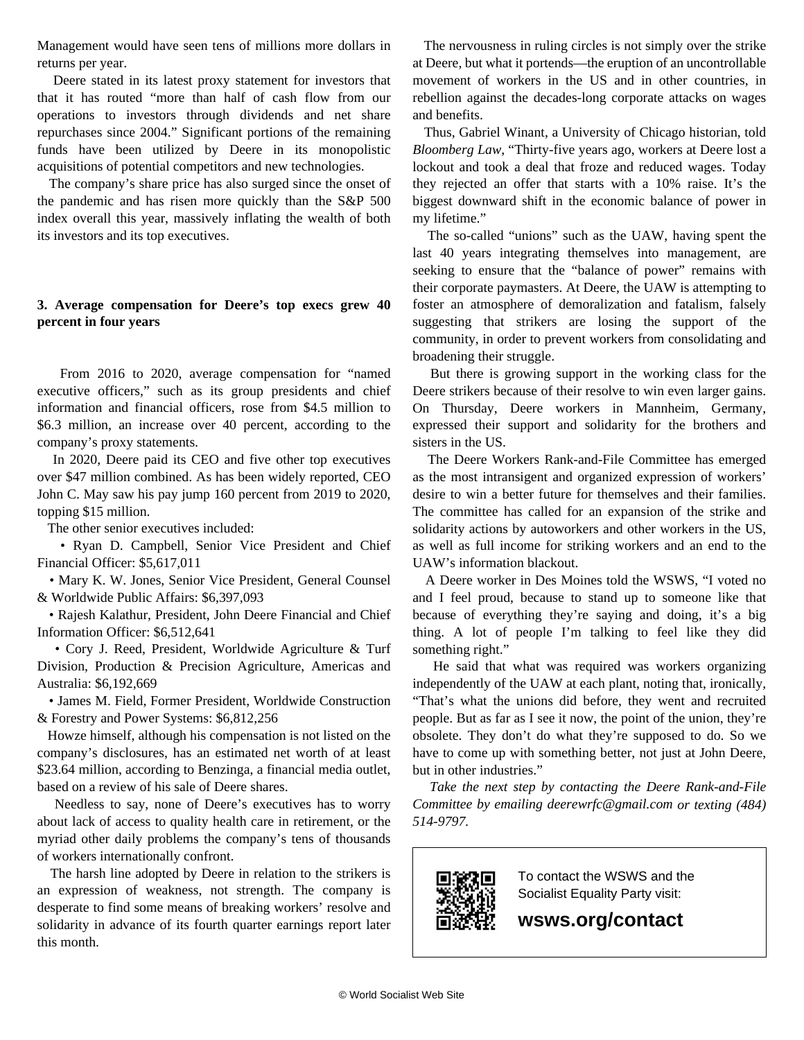Management would have seen tens of millions more dollars in returns per year.

Deere stated in its latest proxy statement for investors that that it has routed "more than half of cash flow from our operations to investors through dividends and net share repurchases since 2004." Significant portions of the remaining funds have been utilized by Deere in its monopolistic acquisitions of potential competitors and new technologies.

The company's share price has also surged since the onset of the pandemic and has risen more quickly than the S&P 500 index overall this year, massively inflating the wealth of both its investors and its top executives.

**3. Average compensation for Deere's top execs grew 40 percent in four years**

From 2016 to 2020, average compensation for "named executive officers," such as its group presidents and chief information and financial officers, rose from $4.5 million to $6.3 million, an increase over 40 percent, according to the company's proxy statements.

In 2020, Deere paid its CEO and five other top executives over $47 million combined. As has been widely reported, CEO John C. May saw his pay jump 160 percent from 2019 to 2020, topping $15 million.

The other senior executives included:

- Ryan D. Campbell, Senior Vice President and Chief Financial Officer: $5,617,011
- Mary K. W. Jones, Senior Vice President, General Counsel & Worldwide Public Affairs: $6,397,093
- Rajesh Kalathur, President, John Deere Financial and Chief Information Officer: $6,512,641
- Cory J. Reed, President, Worldwide Agriculture & Turf Division, Production & Precision Agriculture, Americas and Australia: $6,192,669
- James M. Field, Former President, Worldwide Construction & Forestry and Power Systems: $6,812,256

Howze himself, although his compensation is not listed on the company's disclosures, has an estimated net worth of at least $23.64 million, according to Benzinga, a financial media outlet, based on a review of his sale of Deere shares.

Needless to say, none of Deere's executives has to worry about lack of access to quality health care in retirement, or the myriad other daily problems the company's tens of thousands of workers internationally confront.

The harsh line adopted by Deere in relation to the strikers is an expression of weakness, not strength. The company is desperate to find some means of breaking workers' resolve and solidarity in advance of its fourth quarter earnings report later this month.

The nervousness in ruling circles is not simply over the strike at Deere, but what it portends—the eruption of an uncontrollable movement of workers in the US and in other countries, in rebellion against the decades-long corporate attacks on wages and benefits.

Thus, Gabriel Winant, a University of Chicago historian, told *Bloomberg Law*, "Thirty-five years ago, workers at Deere lost a lockout and took a deal that froze and reduced wages. Today they rejected an offer that starts with a 10% raise. It's the biggest downward shift in the economic balance of power in my lifetime."

The so-called "unions" such as the UAW, having spent the last 40 years integrating themselves into management, are seeking to ensure that the "balance of power" remains with their corporate paymasters. At Deere, the UAW is attempting to foster an atmosphere of demoralization and fatalism, falsely suggesting that strikers are losing the support of the community, in order to prevent workers from consolidating and broadening their struggle.

But there is growing support in the working class for the Deere strikers because of their resolve to win even larger gains. On Thursday, Deere workers in Mannheim, Germany, expressed their support and solidarity for the brothers and sisters in the US.

The Deere Workers Rank-and-File Committee has emerged as the most intransigent and organized expression of workers' desire to win a better future for themselves and their families. The committee has called for an expansion of the strike and solidarity actions by autoworkers and other workers in the US, as well as full income for striking workers and an end to the UAW's information blackout.

A Deere worker in Des Moines told the WSWS, "I voted no and I feel proud, because to stand up to someone like that because of everything they're saying and doing, it's a big thing. A lot of people I'm talking to feel like they did something right."

He said that what was required was workers organizing independently of the UAW at each plant, noting that, ironically, "That's what the unions did before, they went and recruited people. But as far as I see it now, the point of the union, they're obsolete. They don't do what they're supposed to do. So we have to come up with something better, not just at John Deere, but in other industries."

*Take the next step by contacting the Deere Rank-and-File Committee by emailing deerewrfc@gmail.com or texting (484) 514-9797.*

To contact the WSWS and the Socialist Equality Party visit:

**wsws.org/contact**